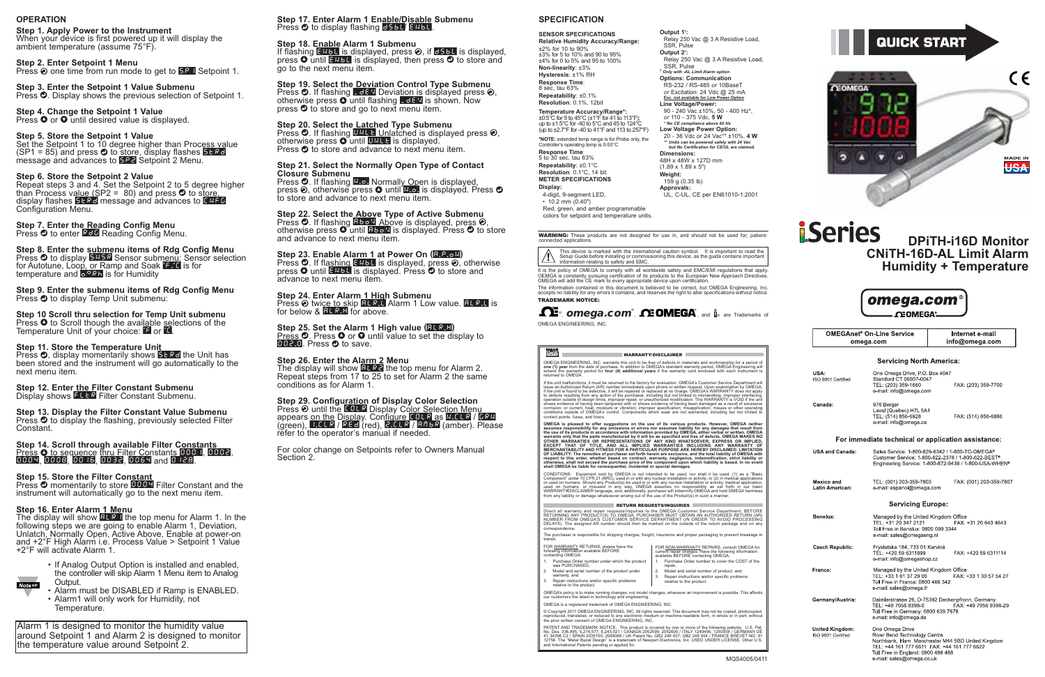## OPERATION

**Step 1. Apply Power to the Instrument**
When your device is first powered up it will display the ambient temperature (assume 75°F).

**Step 2. Enter Setpoint 1 Menu**
Press ◎ one time from run mode to get to SP1 Setpoint 1.

**Step 3. Enter the Setpoint 1 Value Submenu**
Press ◎. Display shows the previous selection of Setpoint 1.

**Step 4. Change the Setpoint 1 Value**
Press ◎ or ◎ until desired value is displayed.

**Step 5. Store the Setpoint 1 Value**
Set the Setpoint 1 to 10 degree higher than Process value (SP1 = 85) and press ◎ to store, display flashes StRd message and advances to SP2 Setpoint 2 Menu.

**Step 6. Store the Setpoint 2 Value**
Repeat steps 3 and 4. Set the Setpoint 2 to 5 degree higher than Process value (SP2 = 80) and press ◎ to store, display flashes StRd message and advances to CNFG Configuration Menu.

**Step 7. Enter the Reading Config Menu**
Press ◎ to enter RDG Reading Config Menu.

**Step 8. Enter the submenu items of Rdg Config Menu**
Press ◎ to display SNSR Sensor submenu: Sensor selection for Autotune, Loop, or Ramp and Soak T.C for temperature and %RH for Humidity

**Step 9. Enter the submenu items of Rdg Config Menu**
Press ◎ to display Temp Unit submenu:

**Step 10 Scroll thru selection for Temp Unit submenu**
Press ◎ to Scroll though the available selections of the Temperature Unit of your choice: F or C.

**Step 11. Store the Temperature Unit**
Press ◎, display momentarily shows StRd the Unit has been stored and the instrument will go automatically to the next menu item.

**Step 12. Enter the Filter Constant Submenu**
Display shows FLtR Filter Constant Submenu.

**Step 13. Display the Filter Constant Value Submenu**
Press ◎ to display the flashing, previously selected Filter Constant.

**Step 14. Scroll through available Filter Constants**
Press ◎ to sequence thru Filter Constants 0001, 0002, 0004, 0008, 0016, 0032, 0064 and 0128.

**Step 15. Store the Filter Constant**
Press ◎ momentarily to store 0004 Filter Constant and the instrument will automatically go to the next menu item.

**Step 16. Enter Alarm 1 Menu**
The display will show ALR1 the top menu for Alarm 1. In the following steps we are going to enable Alarm 1, Deviation, Unlatch, Normally Open, Active Above, Enable at power-on and +2°F High Alarm i.e. Process Value > Setpoint 1 Value +2°F will activate Alarm 1.

Note
- If Analog Output Option is installed and enabled, the controller will skip Alarm 1 Menu item to Analog Output.
- Alarm must be DISABLED if Ramp is ENABLED.
- Alarm1 will only work for Humidity, not Temperature.

Alarm 1 is designed to monitor the humidity value around Setpoint 1 and Alarm 2 is designed to monitor the temperature value around Setpoint 2.

**Step 17. Enter Alarm 1 Enable/Disable Submenu**
Press ◎ to display flashing DSbL ENbL.

**Step 18. Enable Alarm 1 Submenu**
If flashing ENbL is displayed, press ◎, if DSbL is displayed, press ◎ until ENbL is displayed, then press ◎ to store and go to the next menu item.

**Step 19. Select the Deviation Control Type Submenu**
Press ◎. If flashing .dEV Deviation is displayed press ◎, otherwise press ◎ until flashing .dEV is shown. Now press ◎ to store and go to next menu item.

**Step 20. Select the Latched Type Submenu**
Press ◎. If flashing UNLt Unlatched is displayed press ◎, otherwise press ◎ until UNLt is displayed.
Press ◎ to store and advance to next menu item.

**Step 21. Select the Normally Open Type of Contact Closure Submenu**
Press ◎. If flashing N.o. Normally Open is displayed, press ◎, otherwise press ◎ until N.o. is displayed. Press ◎ to store and advance to next menu item.

**Step 22. Select the Above Type of Active Submenu**
Press ◎. If flashing AboV Above is displayed, press ◎, otherwise press ◎ until AboV is displayed. Press ◎ to store and advance to next menu item.

**Step 23. Enable Alarm 1 at Power On (A.P.oN)**
Press ◎. If flashing ENbL is displayed, press ◎, otherwise press ◎ until ENbL is displayed. Press ◎ to store and advance to next menu item.

**Step 24. Enter Alarm 1 High Submenu**
Press ◎ twice to skip ALR.L Alarm 1 Low value. ALR.L is for below & ALR.H for above.

**Step 25. Set the Alarm 1 High value (ALR.H)**
Press ◎. Press ◎ or ◎ until value to set the display to 002.0. Press ◎ to save.

**Step 26. Enter the Alarm 2 Menu**
The display will show ALR2 the top menu for Alarm 2. Repeat steps from 17 to 25 to set for Alarm 2 the same conditions as for Alarm 1.

**Step 29. Configuration of Display Color Selection**
Press ◎ until the COLR Display Color Selection Menu appears on the Display. Configure COLR as N.CLR / GRN (green), 1.CLR / RED (red), 2.CLR / AMbR (amber). Please refer to the operator's manual if needed.

For color change on Setpoints refer to Owners Manual Section 2.

## SPECIFICATION

**SENSOR SPECIFICATIONS**
**Relative Humidity Accuracy/Range:**
±2% for 10 to 90%
±3% for 5 to 10% and 90 to 95%
±4% for 0 to 5% and 95 to 100%
**Non-linearity**: ±3%
**Hysteresis**: ±1% RH
**Response Time**:
8 sec, tau 63%
**Repeatability**: ±0.1%
**Resolution**: 0.1%, 12bit

**Temperature Accuracy/Range\***:
±0.5°C for 5 to 45°C (±1°F for 41 to 113°F);
up to ±1.5°C for -40 to 5°C and 45 to 124°C
(up to ±2.7°F for -40 to 41°F and 113 to 257°F)
**\*NOTE:** extended temp range is for Probe only, the Controller's operating temp is 0-50°C
**Response Time**:
5 to 30 sec, tau 63%
**Repeatability**: ±0.1°C
**Resolution**: 0.1°C, 14 bit
**METER SPECIFICATIONS**
**Display:**
4-digit, 9-segment LED,
• 10.2 mm (0.40")
Red, green, and amber programmable colors for setpoint and temperature units.

**Output 1**†:
Relay 250 Vac @ 3 A Resistive Load, SSR, Pulse
**Output 2**†:
Relay 250 Vac @ 3 A Resistive Load, SSR, Pulse
† *Only with -AL Limit Alarm option*
**Options: Communication**
RS-232 / RS-485 or 10BaseT
*or* Excitation: 24 Vdc @ 25 mA
*Exc. not available for Low Power Option*
**Line Voltage/Power:**
90 - 240 Vac ±10%, 50 - 400 Hz\*, *or* 110 - 375 Vdc, **5 W**
*\* No CE compliance above 60 Hz*
**Low Voltage Power Option:**
20 - 36 Vdc or 24 Vac\*\* ±10%, **4 W**
*\*\* Units can be powered safely with 24 Vac but No Certification for CE/UL are claimed.*
**Dimensions:**
48H x 48W x 127D mm
(1.89 x 1.89 x 5")
**Weight:**
159 g (0.35 lb)
**Approvals:**
UL, C-UL, CE per EN61010-1:2001

**WARNING:** These products are not designed for use in, and should not be used for, patient-connected applications.

This device is marked with the international caution symbol. It is important to read the Setup Guide before installing or commissioning this device, as the guide contains important information relating to safety and EMC.

It is the policy of OMEGA to comply with all worldwide safety and EMC/EMI regulations that apply. OMEGA is constantly pursuing certification of its products to the European New Approach Directives. OMEGA will add the CE mark to every appropriate device upon certification.

The information contained in this document is believed to be correct, but OMEGA Engineering, Inc. accepts no liability for any errors it contains, and reserves the right to alter specifications without notice.

**TRADEMARK NOTICE:**

®, omega.com®, OMEGA®, and are Trademarks of OMEGA ENGINEERING, INC.

### WARRANTY/DISCLAIMER

OMEGA ENGINEERING, INC. warrants this unit to be free of defects in materials and workmanship for a period of **one (1) year** from the date of purchase. In addition to OMEGA's standard warranty period, OMEGA Engineering will extend the warranty period for **four (4) additional years** if the warranty card enclosed with each instrument is returned to OMEGA.

If the unit malfunctions, it must be returned to the factory for evaluation. OMEGA's Customer Service Department will issue an Authorized Return (AR) number immediately upon phone or written request. Upon examination by OMEGA, if the unit is found to be defective, it will be repaired or replaced at no charge. OMEGA's WARRANTY does not apply to defects resulting from any action of the purchaser, including but not limited to mishandling, improper interfacing, operation outside of design limits, improper repair, or unauthorized modification. This WARRANTY is VOID if the unit shows evidence of having been tampered with or shows evidence of having been damaged as a result of excessive corrosion; or current, heat, moisture or vibration; improper specification; misapplication; misuse or other operating conditions outside of OMEGA's control. Components which wear are not warranted, including but not limited to contact points, fuses, and triacs.

**OMEGA is pleased to offer suggestions on the use of its various products. However, OMEGA neither assumes responsibility for any omissions or errors nor assumes liability for any damages that result from the use of its products in accordance with information provided by OMEGA, either verbal or written. OMEGA warrants only that the parts manufactured by it will be as specified and free of defects. OMEGA MAKES NO OTHER WARRANTIES OR REPRESENTATIONS OF ANY KIND WHATSOEVER, EXPRESS OR IMPLIED, EXCEPT THAT OF TITLE, AND ALL IMPLIED WARRANTIES INCLUDING ANY WARRANTY OF MERCHANTABILITY AND FITNESS FOR A PARTICULAR PURPOSE ARE HEREBY DISCLAIMED. LIMITATION OF LIABILITY: The remedies of purchaser set forth herein are exclusive, and the total liability of OMEGA with respect to this order, whether based on contract, warranty, negligence, indemnification, strict liability or otherwise, shall not exceed the purchase price of the component upon which liability is based. In no event shall OMEGA be liable for consequential, incidental or special damages.**

CONDITIONS: Equipment sold by OMEGA is not intended to be used, nor shall it be used: (1) as a "Basic Component" under 10 CFR 21 (NRC), used in or with any nuclear installation or activity; or (2) in medical applications or used on humans. Should any Product(s) be used in or with any nuclear installation or activity, medical application, used on humans, or misused in any way, OMEGA assumes no responsibility as set forth in our basic WARRANTY/DISCLAIMER language, and, additionally, purchaser will indemnify OMEGA and hold OMEGA harmless from any liability or damage whatsoever arising out of the use of the Product(s) in such a manner.

### RETURN REQUESTS/INQUIRIES

Direct all warranty and repair requests/inquiries to the OMEGA Customer Service Department. BEFORE RETURNING ANY PRODUCT(S) TO OMEGA, PURCHASER MUST OBTAIN AN AUTHORIZED RETURN (AR) NUMBER FROM OMEGA'S CUSTOMER SERVICE DEPARTMENT (IN ORDER TO AVOID PROCESSING DELAYS). The assigned AR number should then be marked on the outside of the return package and on any correspondence.

The purchaser is responsible for shipping charges, freight, insurance and proper packaging to prevent breakage in transit.

FOR WARRANTY RETURNS, please have the following information available BEFORE contacting OMEGA:
1. Purchase Order number under which the product was PURCHASED,
2. Model and serial number of the product under warranty, and
3. Repair instructions and/or specific problems relative to the product.

FOR NON-WARRANTY REPAIRS, consult OMEGA for current repair charges. Have the following information available BEFORE contacting OMEGA:
1. Purchase Order number to cover the COST of the repair,
2. Model and serial number of product, and
3. Repair instructions and/or specific problems relative to the product.

OMEGA's policy is to make running changes, not model changes, whenever an improvement is possible. This affords our customers the latest in technology and engineering.

OMEGA is a registered trademark of OMEGA ENGINEERING, INC.

© Copyright 2011 OMEGA ENGINEERING, INC. All rights reserved. This document may not be copied, photocopied, reproduced, translated, or reduced to any electronic medium or machine-readable form, in whole or in part, without the prior written consent of OMEGA ENGINEERING, INC.

PATENT AND TRADEMARK NOTICE: This product is covered by one or more of the following patents: U.S. Pat. No. Des. 336,895; 5,274,577; 6,243,021 / CANADA 2052599; 2052600 / ITALY 1249456; 1250938 / GERMANY DE 41 34398 C2 / SPAIN 2039150; 2048066 / UK Patent No. GB2 249 837; GB2 248 954 / FRANCE BREVET NO. 91 12756. The "Meter Bezel Design" is a trademark of Newport Electronics, Inc. USED UNDER LICENSE. Other U.S. and International Patents pending or applied for.

MQS4005/0411

# QUICK START

MADE IN USA

# iSeries
## DPiTH-i16D Monitor
## CNiTH-16D-AL Limit Alarm
## Humidity + Temperature

omega.com®

| OMEGAnet® On-Line Service omega.com | Internet e-mail info@omega.com |
| --- | --- |

### Servicing North America:

**USA:** ISO 9001 Certified
One Omega Drive, P.O. Box 4047
Stamford CT 06907-0047
TEL: (203) 359-1660 FAX: (203) 359-7700
e-mail: info@omega.com

**Canada:**
976 Bergar
Laval (Quebec) H7L 5A1
TEL: (514) 856-6928 FAX: (514) 856-6886
e-mail: info@omega.ca

### For immediate technical or application assistance:

**USA and Canada:**
Sales Service: 1-800-826-6342 / 1-800-TC-OMEGA®
Customer Service: 1-800-622-2378 / 1-800-622-BEST®
Engineering Service: 1-800-872-9436 / 1-800-USA-WHEN®

**Mexico and Latin American:**
TEL: (001) 203-359-7803 FAX: (001) 203-359-7807
e-mail: espanol@omega.com

### Servicing Europe:

**Benelux:**
Managed by the United Kingdom Office
TEL: +31 20 347 2121 FAX: +31 20 643 4643
Toll Free in Benelux: 0800 099 3344
e-mail: sales@omegaeng.nl

**Czech Republic:**
Frystatska 184, 733 01 Karviná
TEL: +420 59 6311899 FAX: +420 59 6311114
e-mail: info@omegashop.cz

**France:**
Managed by the United Kingdom Office
TEL: +33 1 61 37 29 00 FAX: +33 1 30 57 54 27
Toll Free in France: 0800 466 342
e-mail: sales@omega.fr

**Germany/Austria:**
Daimlerstrasse 26, D-75392 Deckenpfronn, Germany
TEL: +49 7056 9398-0 FAX: +49 7056 9398-29
Toll Free in Germany: 0800 639 7678
e-mail: info@omega.de

**United Kingdom:** ISO 9001 Certified
One Omega Drive
River Bend Technology Centre
Northbank, Irlam Manchester M44 5BD United Kingdom
TEL: +44 161 777 6611 FAX: +44 161 777 6622
Toll Free in England: 0800 488 488
e-mail: sales@omega.co.uk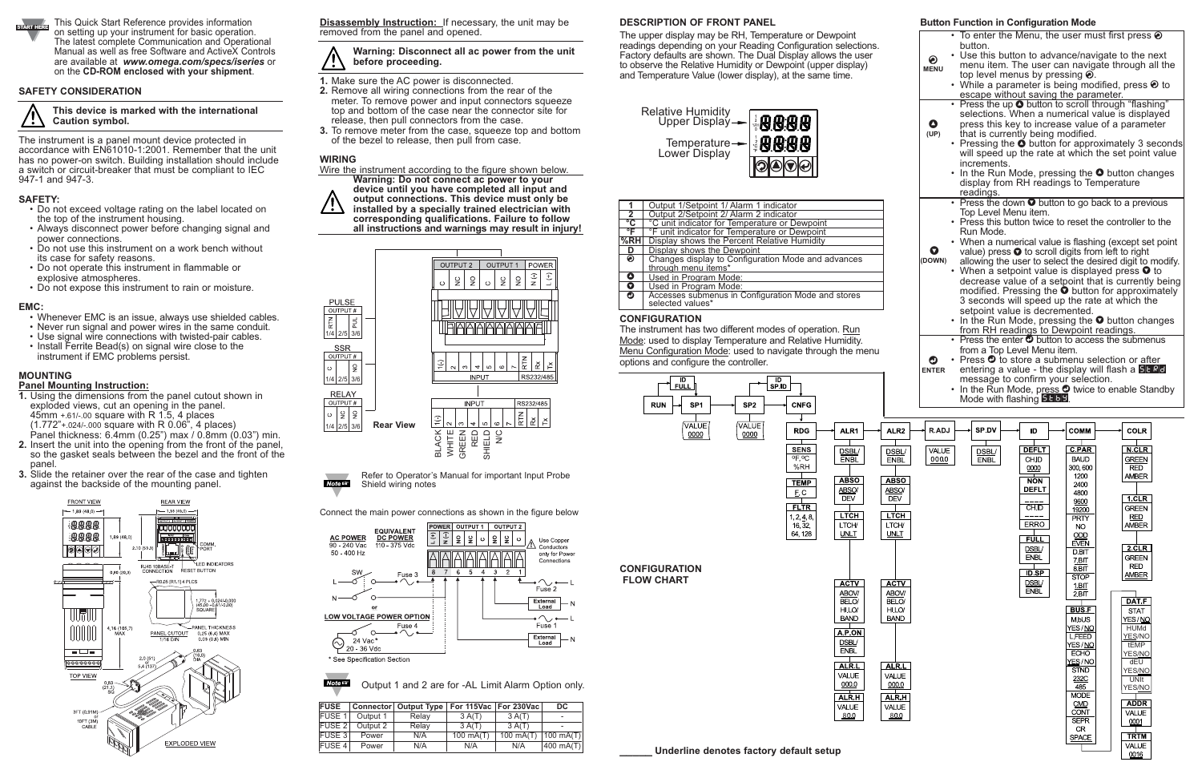This Quick Start Reference provides information on setting up your instrument for basic operation. The latest complete Communication and Operational Manual as well as free Software and ActiveX Controls are available at ***www.omega.com/specs/iseries*** or on the **CD-ROM enclosed with your shipment**.

## SAFETY CONSIDERATION

**This device is marked with the international Caution symbol.**

The instrument is a panel mount device protected in accordance with EN61010-1:2001. Remember that the unit has no power-on switch. Building installation should include a switch or circuit-breaker that must be compliant to IEC 947-1 and 947-3.

### SAFETY:

- Do not exceed voltage rating on the label located on the top of the instrument housing.
- Always disconnect power before changing signal and power connections.
- Do not use this instrument on a work bench without its case for safety reasons.
- Do not operate this instrument in flammable or explosive atmospheres.
- Do not expose this instrument to rain or moisture.

### EMC:

- Whenever EMC is an issue, always use shielded cables.
- Never run signal and power wires in the same conduit.
- Use signal wire connections with twisted-pair cables.
- Install Ferrite Bead(s) on signal wire close to the instrument if EMC problems persist.

## MOUNTING

**Panel Mounting Instruction:**

1. Using the dimensions from the panel cutout shown in exploded views, cut an opening in the panel. 45mm +.61/-.00 square with R 1.5, 4 places (1.772"+.024/-.000 square with R 0.06", 4 places) Panel thickness: 6.4mm (0.25") max / 0.8mm (0.03") min.
2. Insert the unit into the opening from the front of the panel, so the gasket seals between the bezel and the front of the panel.
3. Slide the retainer over the rear of the case and tighten against the backside of the mounting panel.

FRONT VIEW
REAR VIEW
COMM. PORT
RJ45 10BASE-T CONNECTION
RESET BUTTON
LED INDICATORS
PANEL CUTOUT 1/16 DIN
PANEL THICKNESS 0.25 (6.4) MAX 0.03 (0.8) MIN
TOP VIEW
3FT (0.91M) or 10FT (3M) CABLE
EXPLODED VIEW

**Disassembly Instruction:** If necessary, the unit may be removed from the panel and opened.

**Warning: Disconnect all ac power from the unit before proceeding.**

1. Make sure the AC power is disconnected.
2. Remove all wiring connections from the rear of the meter. To remove power and input connectors squeeze top and bottom of the case near the connector site for release, then pull connectors from the case.
3. To remove meter from the case, squeeze top and bottom of the bezel to release, then pull from the case.

## WIRING

Wire the instrument according to the figure shown below.

**Warning: Do not connect ac power to your device until you have completed all input and output connections. This device must only be installed by a specially trained electrician with corresponding qualifications. Failure to follow all instructions and warnings may result in injury!**

PULSE
SSR
RELAY
Rear View
OUTPUT 2 OUTPUT 1 POWER
INPUT RS232/485
BLACK WHITE GREEN RED SHIELD N/C

Note: Refer to Operator's Manual for important Input Probe Shield wiring notes

Connect the main power connections as shown in the figure below

AC POWER 90 - 240 Vac 50 - 400 Hz
EQUIVALENT DC POWER 110 - 375 Vdc
LOW VOLTAGE POWER OPTION 24 Vac* 20 - 36 Vdc
Use Copper Conductors only for Power Connections
\* See Specification Section

Note: Output 1 and 2 are for -AL Limit Alarm Option only.

| FUSE | Connector | Output Type | For 115Vac | For 230Vac | DC |
|---|---|---|---|---|---|
| FUSE 1 | Output 1 | Relay | 3 A(T) | 3 A(T) | - |
| FUSE 2 | Output 2 | Relay | 3 A(T) | 3 A(T) | - |
| FUSE 3 | Power | N/A | 100 mA(T) | 100 mA(T) | 100 mA(T) |
| FUSE 4 | Power | N/A | N/A | N/A | 400 mA(T) |

## DESCRIPTION OF FRONT PANEL

The upper display may be RH, Temperature or Dewpoint readings depending on your Reading Configuration selections. Factory defaults are shown. The Dual Display allows the user to observe the Relative Humidity or Dewpoint (upper display) and Temperature Value (lower display), at the same time.

Relative Humidity Upper Display
Temperature Lower Display

| | |
|---|---|
| 1 | Output 1/Setpoint 1/ Alarm 1 indicator |
| 2 | Output 2/Setpoint 2/ Alarm 2 indicator |
| °C | °C unit indicator for Temperature or Dewpoint |
| °F | °F unit indicator for Temperature or Dewpoint |
| %RH | Display shows the Percent Relative Humidity |
| D | Display shows the Dewpoint |
| MENU | Changes display to Configuration Mode and advances through menu items* |
| UP | Used in Program Mode: |
| DOWN | Used in Program Mode: |
| ENTER | Accesses submenus in Configuration Mode and stores selected values* |

## CONFIGURATION

The instrument has two different modes of operation. Run Mode: used to display Temperature and Relative Humidity. Menu Configuration Mode: used to navigate through the menu options and configure the controller.

### Button Function in Configuration Mode

| | |
|---|---|
| MENU | • To enter the Menu, the user must first press MENU button.<br>• Use this button to advance/navigate to the next menu item. The user can navigate through all the top level menus by pressing MENU.<br>• While a parameter is being modified, press MENU to escape without saving the parameter. |
| (UP) | • Press the up button to scroll through "flashing" selections. When a numerical value is displayed press this key to increase value of a parameter that is currently being modified.<br>• Pressing the UP button for approximately 3 seconds will speed up the rate at which the set point value increments.<br>• In the Run Mode, pressing the UP button changes display from RH readings to Temperature readings. |
| (DOWN) | • Press the down button to go back to a previous Top Level Menu item.<br>• Press this button twice to reset the controller to the Run Mode.<br>• When a numerical value is flashing (except set point value) press DOWN to scroll digits from left to right allowing the user to select the desired digit to modify.<br>• When a setpoint value is displayed press DOWN to decrease value of a setpoint that is currently being modified. Pressing the DOWN button for approximately 3 seconds will speed up the rate at which the setpoint value is decremented.<br>• In the Run Mode, pressing the DOWN button changes from RH readings to Dewpoint readings. |
| ENTER | • Press the enter button to access the submenus from a Top Level Menu item.<br>• Press ENTER to store a submenu selection or after entering a value - the display will flash a StRd message to confirm your selection.<br>• In the Run Mode, press ENTER twice to enable Standby Mode with flashing StbY. |

## CONFIGURATION FLOW CHART

RUN → SP1 (VALUE 0000) → SP2 (VALUE 0000) → CNFG; ID FULL, ID SP.ID

- RDG: SENS (°F, °C, %RH); TEMP (F, C); FLTR (1, 2, 4, 8, 16, 32, 64, 128)
- ALR1: DSBL/ENBL; ABSO (ABSO/DEV); LTCH (LTCH/UNLT); ACTV (ABOV/BELO/HI.LO/BAND); A.P.ON (DSBL/ENBL); ALR.L (VALUE 000.0); ALR.H (VALUE 80.0)
- ALR2: DSBL/ENBL; ABSO (ABSO/DEV); LTCH (LTCH/UNLT); ACTV (ABOV/BELO/HI.LO/BAND); ALR.L (VALUE 000.0); ALR.H (VALUE 80.0)
- R.ADJ: VALUE 000.0
- SP.DV: DSBL/ENBL
- ID: DEFLT (CH.ID 0000); NON DEFLT (CH.ID, ERRO); FULL (DSBL/ENBL); ID.SP (DSBL/ENBL)
- COMM: C.PAR (BAUD 300, 600, 1200, 2400, 4800, 9600, 19200; PRTY NO, ODD, EVEN; D.BIT 7.BIT, 8.BIT; STOP 1.BIT, 2.BIT); BUS.F (M.bUS YES/NO; L.FEED YES/NO; ECHO YES/NO; STND 232C, 485; MODE CMD, CONT); SEPR (CR, SPACE)
- COLR: N.CLR (GREEN, RED, AMBER); 1.CLR (GREEN, RED, AMBER); 2.CLR (GREEN, RED, AMBER); DAT.F (STAT YES/NO, HUMd YES/NO, tEMP YES/NO, dEU YES/NO, UNIt YES/NO); ADDR (VALUE 0001); TRTM (VALUE 0016)

_____ Underline denotes factory default setup